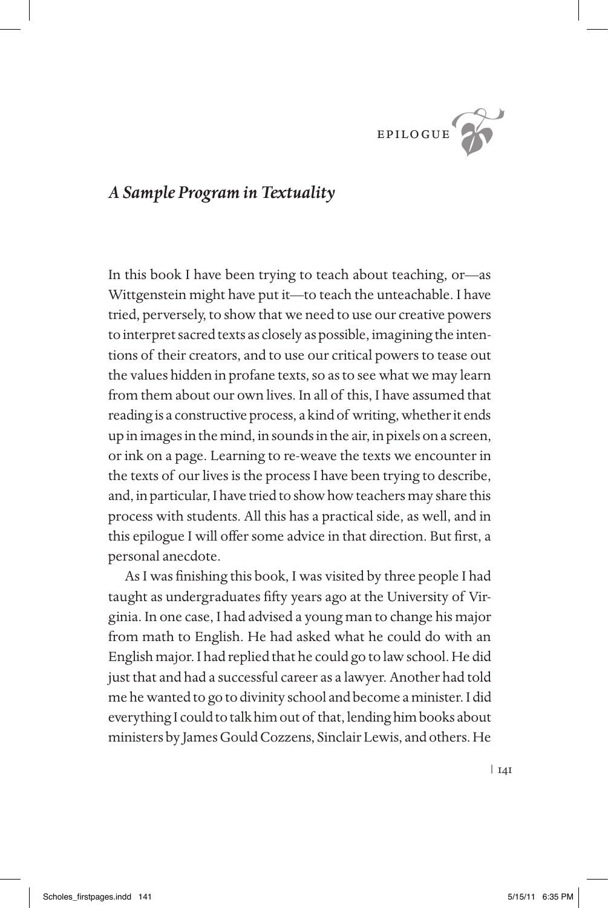EPILOGUE

## *A Sample Program in Textuality*

In this book I have been trying to teach about teaching, or—as Wittgenstein might have put it—to teach the unteachable. I have tried, perversely, to show that we need to use our creative powers to interpret sacred texts as closely as possible, imagining the intentions of their creators, and to use our critical powers to tease out the values hidden in profane texts, so as to see what we may learn from them about our own lives. In all of this, I have assumed that reading is a constructive process, a kind of writing, whether it ends up in images in the mind, in sounds in the air, in pixels on a screen, or ink on a page. Learning to re-weave the texts we encounter in the texts of our lives is the process I have been trying to describe, and, in particular, I have tried to show how teachers may share this process with students. All this has a practical side, as well, and in this epilogue I will offer some advice in that direction. But first, a personal anecdote.

As I was finishing this book, I was visited by three people I had taught as undergraduates fifty years ago at the University of Virginia. In one case, I had advised a young man to change his major from math to English. He had asked what he could do with an English major. I had replied that he could go to law school. He did just that and had a successful career as a lawyer. Another had told me he wanted to go to divinity school and become a minister. I did everything I could to talk him out of that, lending him books about ministers by James Gould Cozzens, Sinclair Lewis, and others. He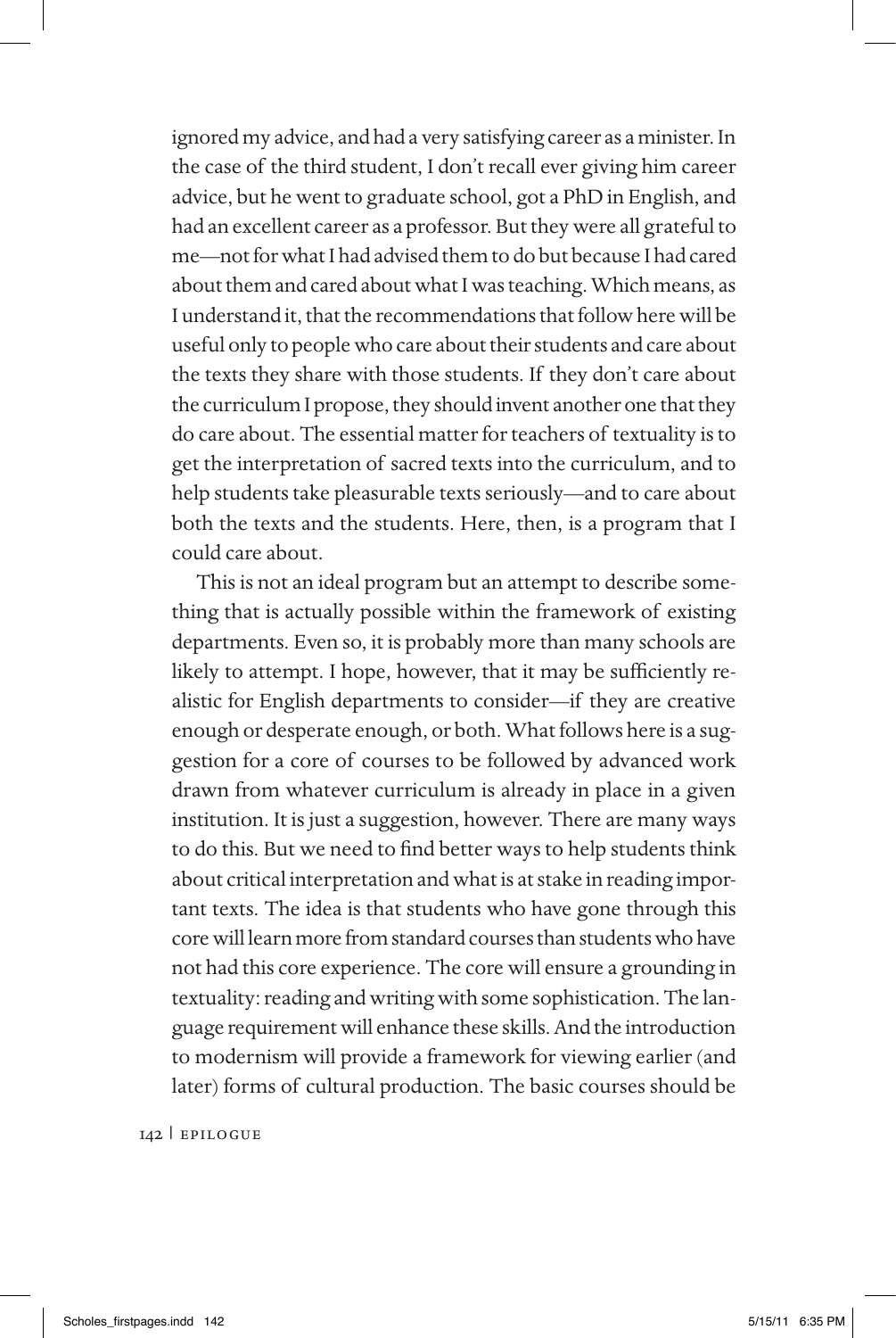ignored my advice, and had a very satisfying career as a minister. In the case of the third student, I don't recall ever giving him career advice, but he went to graduate school, got a PhD in English, and had an excellent career as a professor. But they were all grateful to me—not for what I had advised them to do but because I had cared about them and cared about what I was teaching. Which means, as I understand it, that the recommendations that follow here will be useful only to people who care about their students and care about the texts they share with those students. If they don't care about the curriculum I propose, they should invent another one that they do care about. The essential matter for teachers of textuality is to get the interpretation of sacred texts into the curriculum, and to help students take pleasurable texts seriously—and to care about both the texts and the students. Here, then, is a program that I could care about.

This is not an ideal program but an attempt to describe something that is actually possible within the framework of existing departments. Even so, it is probably more than many schools are likely to attempt. I hope, however, that it may be sufficiently realistic for English departments to consider—if they are creative enough or desperate enough, or both. What follows here is a suggestion for a core of courses to be followed by advanced work drawn from whatever curriculum is already in place in a given institution. It is just a suggestion, however. There are many ways to do this. But we need to find better ways to help students think about critical interpretation and what is at stake in reading important texts. The idea is that students who have gone through this core will learn more from standard courses than students who have not had this core experience. The core will ensure a grounding in textuality: reading and writing with some sophistication. The language requirement will enhance these skills. And the introduction to modernism will provide a framework for viewing earlier (and later) forms of cultural production. The basic courses should be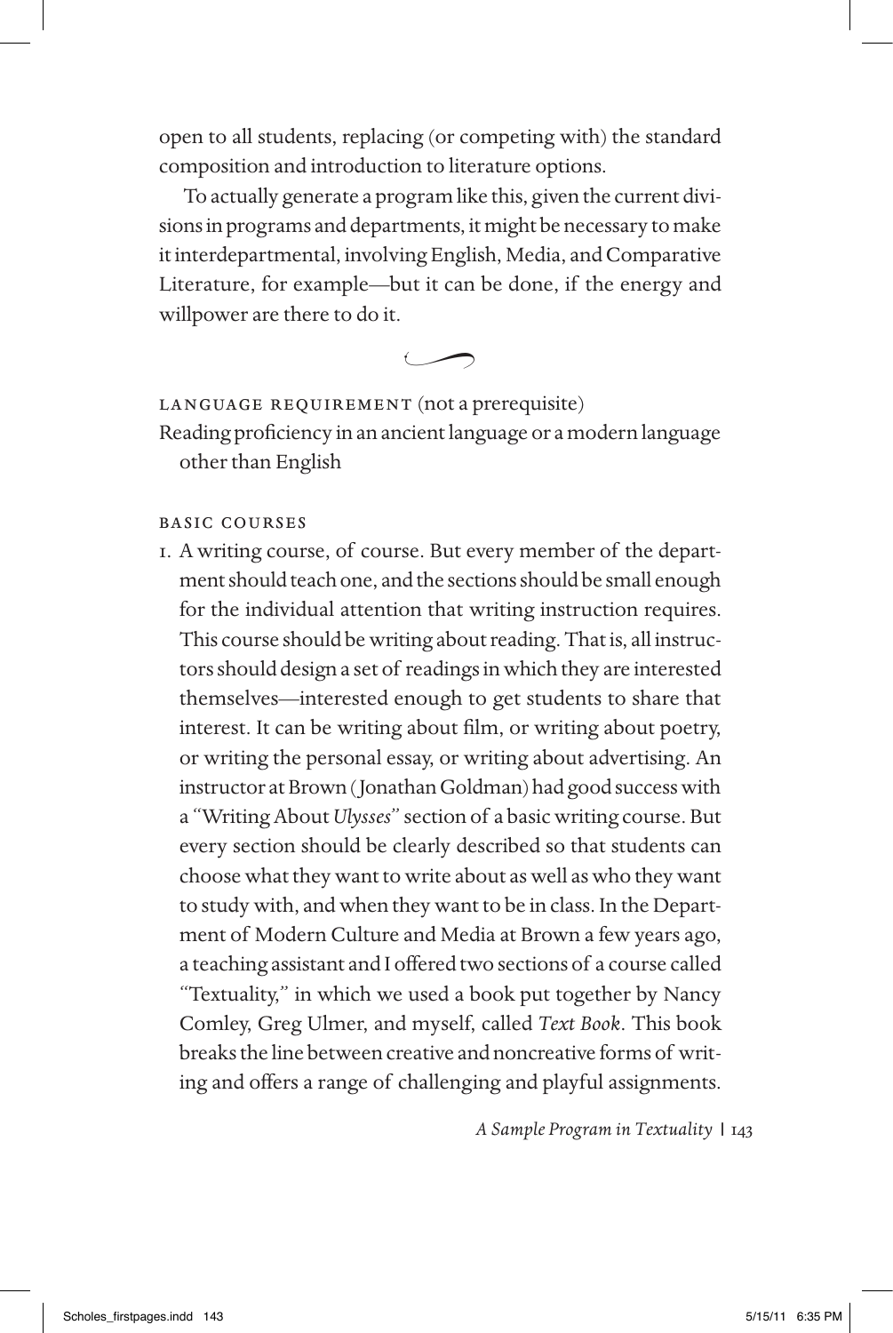open to all students, replacing (or competing with) the standard composition and introduction to literature options.

To actually generate a program like this, given the current divisions in programs and departments, it might be necessary to make it interdepartmental, involving English, Media, and Comparative Literature, for example—but it can be done, if the energy and willpower are there to do it.

LANGUAGE REQUIREMENT (not a prerequisite)

Reading proficiency in an ancient language or a modern language other than English

BASIC COURSES

1. A writing course, of course. But every member of the department should teach one, and the sections should be small enough for the individual attention that writing instruction requires. This course should be writing about reading. That is, all instructors should design a set of readings in which they are interested themselves—interested enough to get students to share that interest. It can be writing about film, or writing about poetry, or writing the personal essay, or writing about advertising. An instructor at Brown (Jonathan Goldman) had good success with a "Writing About *Ulysses*" section of a basic writing course. But every section should be clearly described so that students can choose what they want to write about as well as who they want to study with, and when they want to be in class. In the Department of Modern Culture and Media at Brown a few years ago, a teaching assistant and I offered two sections of a course called "Textuality," in which we used a book put together by Nancy Comley, Greg Ulmer, and myself, called *Text Book*. This book breaks the line between creative and noncreative forms of writing and offers a range of challenging and playful assignments.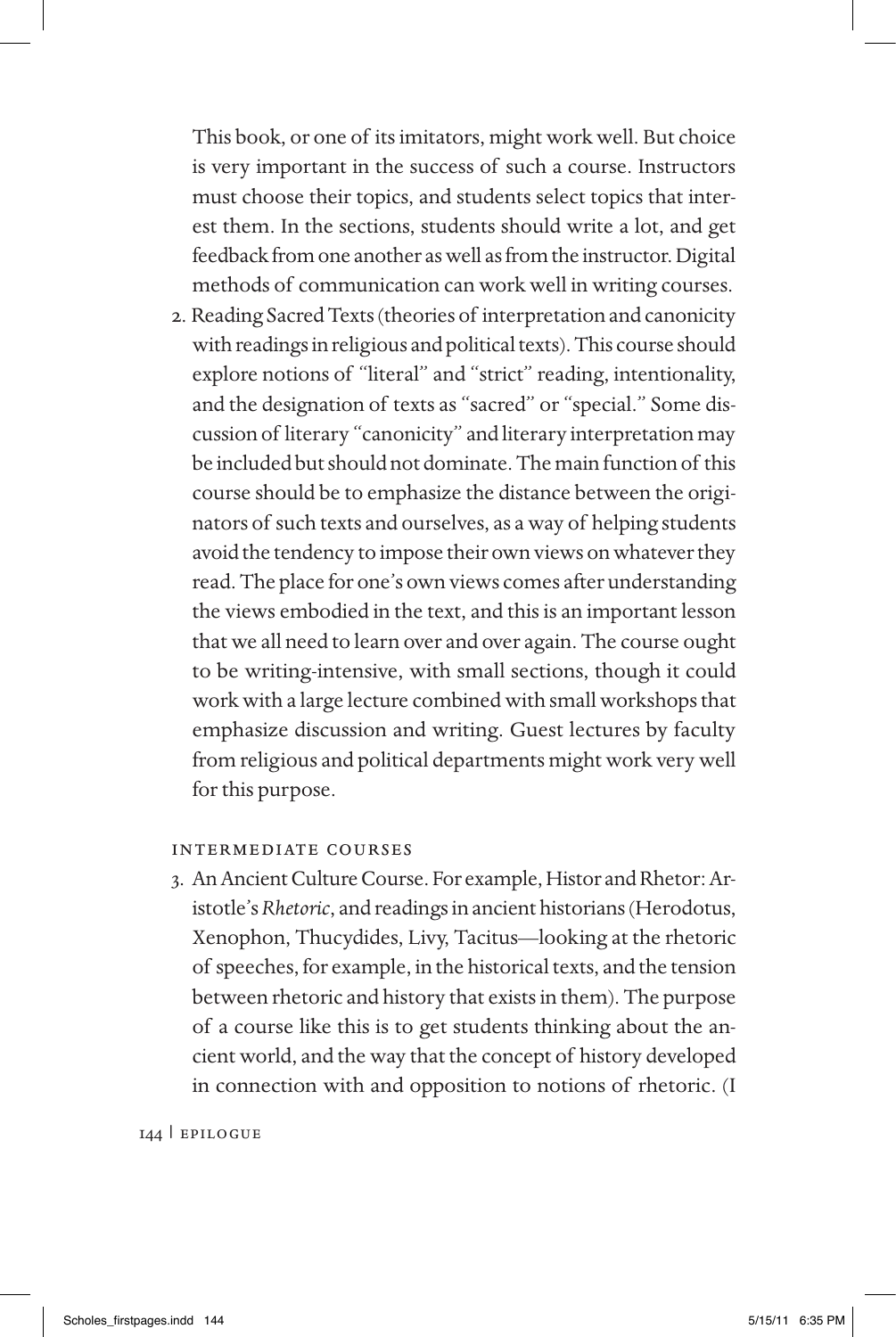This book, or one of its imitators, might work well. But choice is very important in the success of such a course. Instructors must choose their topics, and students select topics that interest them. In the sections, students should write a lot, and get feedback from one another as well as from the instructor. Digital methods of communication can work well in writing courses.

2. Reading Sacred Texts (theories of interpretation and canonicity with readings in religious and political texts). This course should explore notions of "literal" and "strict" reading, intentionality, and the designation of texts as "sacred" or "special." Some discussion of literary "canonicity" and literary interpretation may be included but should not dominate. The main function of this course should be to emphasize the distance between the originators of such texts and ourselves, as a way of helping students avoid the tendency to impose their own views on whatever they read. The place for one's own views comes after understanding the views embodied in the text, and this is an important lesson that we all need to learn over and over again. The course ought to be writing-intensive, with small sections, though it could work with a large lecture combined with small workshops that emphasize discussion and writing. Guest lectures by faculty from religious and political departments might work very well for this purpose.

#### INTERMEDIATE COURSES

3. An Ancient Culture Course. For example, Histor and Rhetor: Aristotle's *Rhetoric*, and readings in ancient historians (Herodotus, Xenophon, Thucydides, Livy, Tacitus—looking at the rhetoric of speeches, for example, in the historical texts, and the tension between rhetoric and history that exists in them). The purpose of a course like this is to get students thinking about the ancient world, and the way that the concept of history developed in connection with and opposition to notions of rhetoric. (I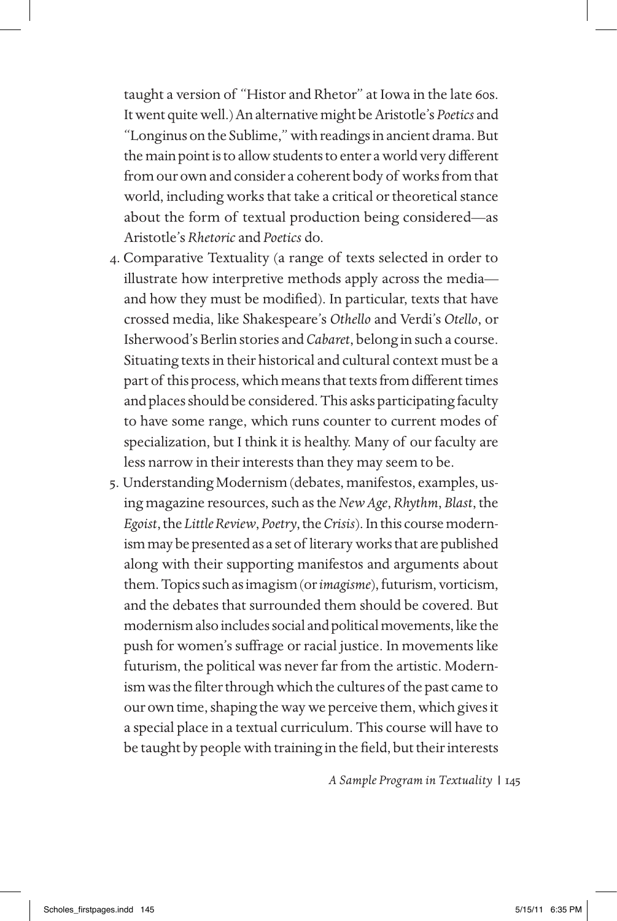taught a version of "Histor and Rhetor" at Iowa in the late 60s. It went quite well.) An alternative might be Aristotle's *Poetics* and "Longinus on the Sublime," with readings in ancient drama. But the main point is to allow students to enter a world very different from our own and consider a coherent body of works from that world, including works that take a critical or theoretical stance about the form of textual production being considered—as Aristotle's *Rhetoric* and *Poetics* do.

4. Comparative Textuality (a range of texts selected in order to illustrate how interpretive methods apply across the media—and how they must be modified). In particular, texts that have crossed media, like Shakespeare's *Othello* and Verdi's *Otello*, or Isherwood's Berlin stories and *Cabaret*, belong in such a course. Situating texts in their historical and cultural context must be a part of this process, which means that texts from different times and places should be considered. This asks participating faculty to have some range, which runs counter to current modes of specialization, but I think it is healthy. Many of our faculty are less narrow in their interests than they may seem to be.
5. Understanding Modernism (debates, manifestos, examples, using magazine resources, such as the *New Age*, *Rhythm*, *Blast*, the *Egoist*, the *Little Review*, *Poetry*, the *Crisis*). In this course modernism may be presented as a set of literary works that are published along with their supporting manifestos and arguments about them. Topics such as imagism (or *imagisme*), futurism, vorticism, and the debates that surrounded them should be covered. But modernism also includes social and political movements, like the push for women's suffrage or racial justice. In movements like futurism, the political was never far from the artistic. Modernism was the filter through which the cultures of the past came to our own time, shaping the way we perceive them, which gives it a special place in a textual curriculum. This course will have to be taught by people with training in the field, but their interests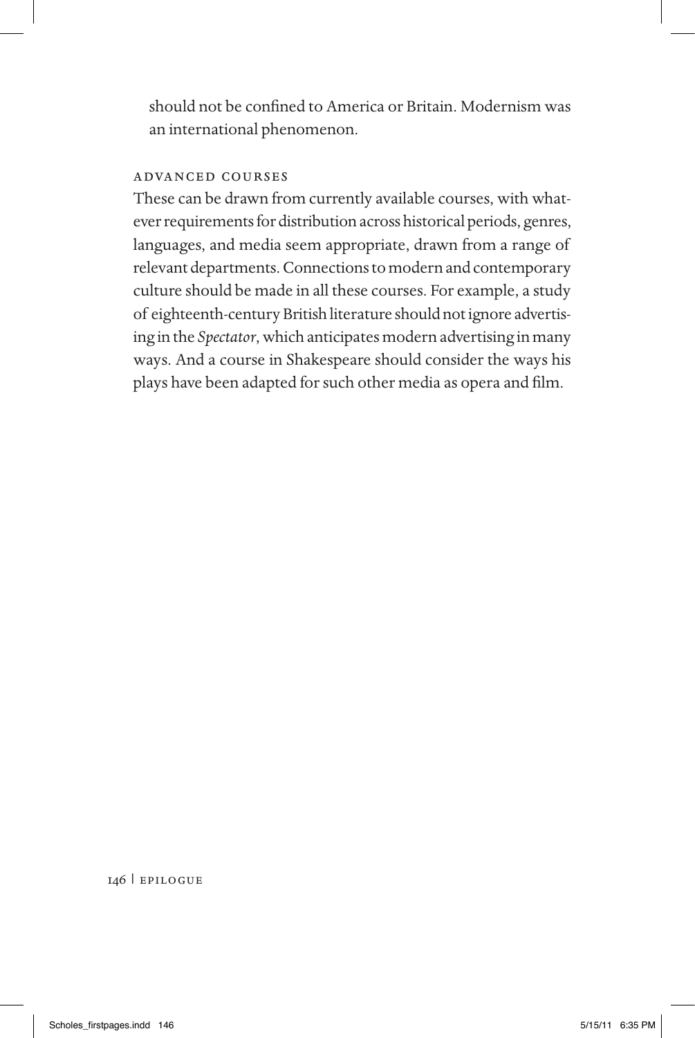should not be confined to America or Britain. Modernism was an international phenomenon.

### ADVANCED COURSES

These can be drawn from currently available courses, with whatever requirements for distribution across historical periods, genres, languages, and media seem appropriate, drawn from a range of relevant departments. Connections to modern and contemporary culture should be made in all these courses. For example, a study of eighteenth-century British literature should not ignore advertising in the *Spectator*, which anticipates modern advertising in many ways. And a course in Shakespeare should consider the ways his plays have been adapted for such other media as opera and film.